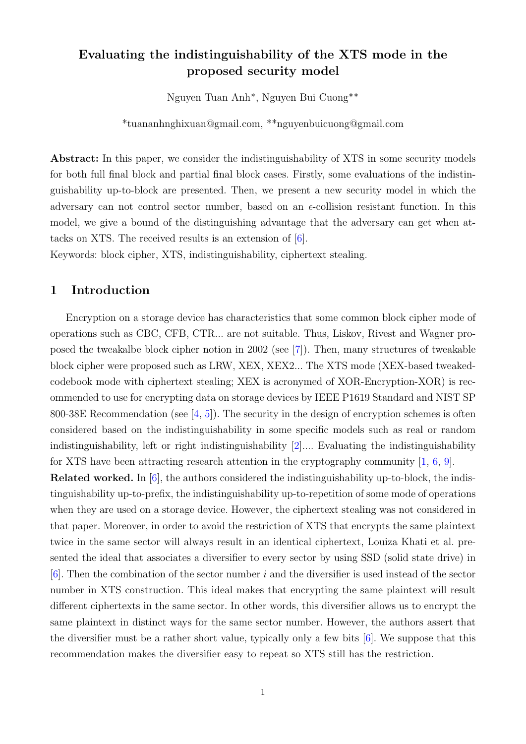# Evaluating the indistinguishability of the XTS mode in the proposed security model

Nguyen Tuan Anh*, Nguyen Bui Cuong**

*tuananhnghixuan@gmail.com, **nguyenbuicuong@gmail.com

**Abstract:** In this paper, we consider the indistinguishability of XTS in some security models for both full final block and partial final block cases. Firstly, some evaluations of the indistinguishability up-to-block are presented. Then, we present a new security model in which the adversary can not control sector number, based on an $\epsilon$-collision resistant function. In this model, we give a bound of the distinguishing advantage that the adversary can get when attacks on XTS. The received results is an extension of [6].

Keywords: block cipher, XTS, indistinguishability, ciphertext stealing.

## 1 Introduction

Encryption on a storage device has characteristics that some common block cipher mode of operations such as CBC, CFB, CTR... are not suitable. Thus, Liskov, Rivest and Wagner proposed the tweakalbe block cipher notion in 2002 (see [7]). Then, many structures of tweakable block cipher were proposed such as LRW, XEX, XEX2... The XTS mode (XEX-based tweaked-codebook mode with ciphertext stealing; XEX is acronymed of XOR-Encryption-XOR) is recommended to use for encrypting data on storage devices by IEEE P1619 Standard and NIST SP 800-38E Recommendation (see [4, 5]). The security in the design of encryption schemes is often considered based on the indistinguishability in some specific models such as real or random indistinguishability, left or right indistinguishability [2].... Evaluating the indistinguishability for XTS have been attracting research attention in the cryptography community [1, 6, 9].

**Related worked.** In [6], the authors considered the indistinguishability up-to-block, the indistinguishability up-to-prefix, the indistinguishability up-to-repetition of some mode of operations when they are used on a storage device. However, the ciphertext stealing was not considered in that paper. Moreover, in order to avoid the restriction of XTS that encrypts the same plaintext twice in the same sector will always result in an identical ciphertext, Louiza Khati et al. presented the ideal that associates a diversifier to every sector by using SSD (solid state drive) in [6]. Then the combination of the sector number $i$ and the diversifier is used instead of the sector number in XTS construction. This ideal makes that encrypting the same plaintext will result different ciphertexts in the same sector. In other words, this diversifier allows us to encrypt the same plaintext in distinct ways for the same sector number. However, the authors assert that the diversifier must be a rather short value, typically only a few bits [6]. We suppose that this recommendation makes the diversifier easy to repeat so XTS still has the restriction.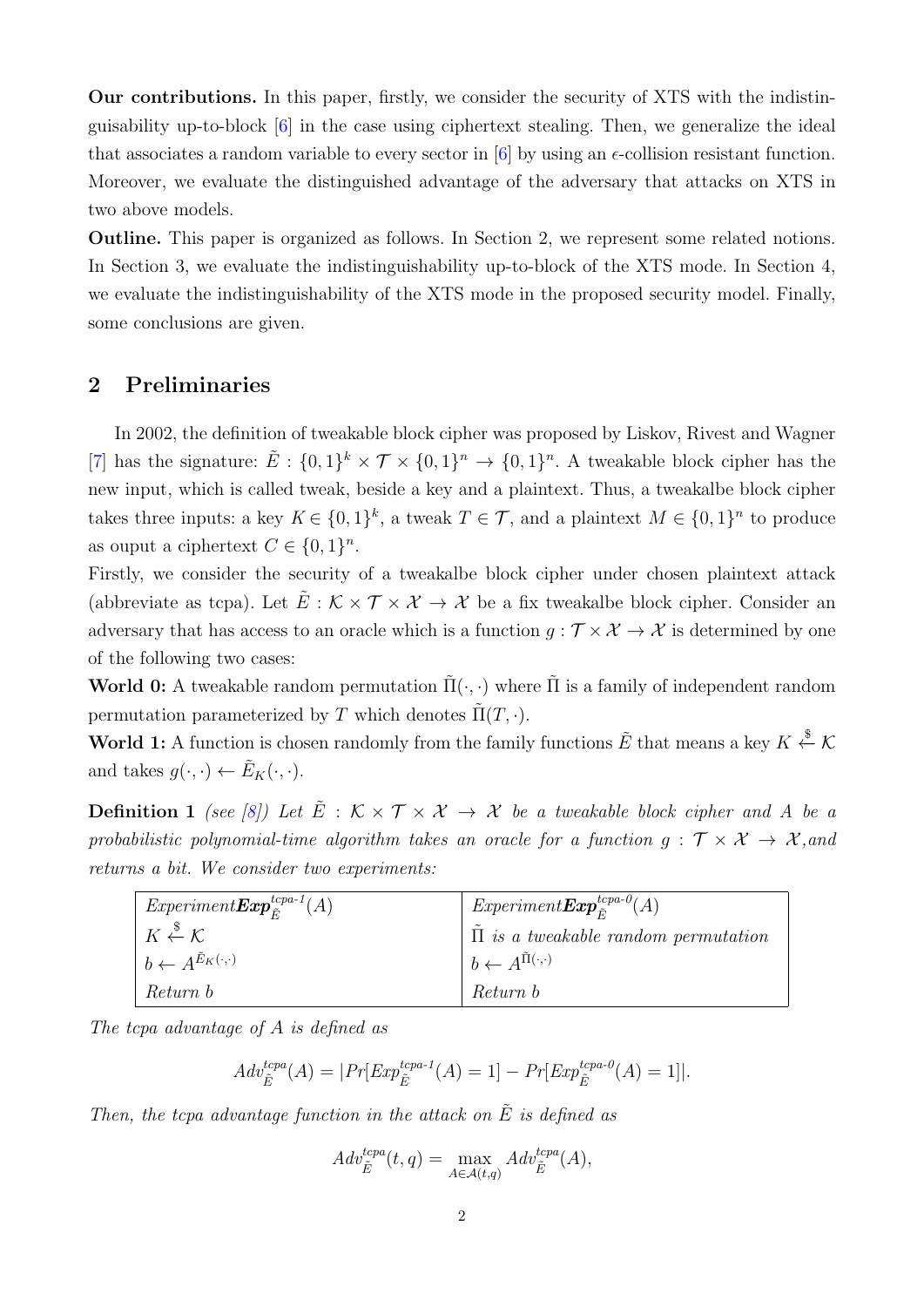**Our contributions.** In this paper, firstly, we consider the security of XTS with the indistinguisability up-to-block [6] in the case using ciphertext stealing. Then, we generalize the ideal that associates a random variable to every sector in [6] by using an $\epsilon$-collision resistant function. Moreover, we evaluate the distinguished advantage of the adversary that attacks on XTS in two above models.

**Outline.** This paper is organized as follows. In Section 2, we represent some related notions. In Section 3, we evaluate the indistinguishability up-to-block of the XTS mode. In Section 4, we evaluate the indistinguishability of the XTS mode in the proposed security model. Finally, some conclusions are given.

## 2 Preliminaries

In 2002, the definition of tweakable block cipher was proposed by Liskov, Rivest and Wagner [7] has the signature: $\tilde{E} : \{0,1\}^k \times \mathcal{T} \times \{0,1\}^n \to \{0,1\}^n$. A tweakable block cipher has the new input, which is called tweak, beside a key and a plaintext. Thus, a tweakalbe block cipher takes three inputs: a key $K \in \{0,1\}^k$, a tweak $T \in \mathcal{T}$, and a plaintext $M \in \{0,1\}^n$ to produce as ouput a ciphertext $C \in \{0,1\}^n$.

Firstly, we consider the security of a tweakalbe block cipher under chosen plaintext attack (abbreviate as tcpa). Let $\tilde{E} : \mathcal{K} \times \mathcal{T} \times \mathcal{X} \to \mathcal{X}$ be a fix tweakalbe block cipher. Consider an adversary that has access to an oracle which is a function $g : \mathcal{T} \times \mathcal{X} \to \mathcal{X}$ is determined by one of the following two cases:

**World 0:** A tweakable random permutation $\tilde{\Pi}(\cdot,\cdot)$ where $\tilde{\Pi}$ is a family of independent random permutation parameterized by $T$ which denotes $\tilde{\Pi}(T,\cdot)$.

**World 1:** A function is chosen randomly from the family functions $\tilde{E}$ that means a key $K \xleftarrow{\$} \mathcal{K}$ and takes $g(\cdot,\cdot) \leftarrow \tilde{E}_K(\cdot,\cdot)$.

**Definition 1** *(see [8]) Let $\tilde{E} : \mathcal{K} \times \mathcal{T} \times \mathcal{X} \to \mathcal{X}$ be a tweakable block cipher and $A$ be a probabilistic polynomial-time algorithm takes an oracle for a function $g : \mathcal{T} \times \mathcal{X} \to \mathcal{X}$,and returns a bit. We consider two experiments:*

| *Experiment* $\boldsymbol{Exp}_{\tilde{E}}^{tcpa\text{-}1}(A)$ | *Experiment* $\boldsymbol{Exp}_{\tilde{E}}^{tcpa\text{-}0}(A)$ |
|---|---|
| $K \xleftarrow{\$} \mathcal{K}$ | $\tilde{\Pi}$ *is a tweakable random permutation* |
| $b \leftarrow A^{\tilde{E}_K(\cdot,\cdot)}$ | $b \leftarrow A^{\tilde{\Pi}(\cdot,\cdot)}$ |
| *Return* $b$ | *Return* $b$ |

*The tcpa advantage of $A$ is defined as*

$$Adv_{\tilde{E}}^{tcpa}(A) = |Pr[Exp_{\tilde{E}}^{tcpa\text{-}1}(A) = 1] - Pr[Exp_{\tilde{E}}^{tcpa\text{-}0}(A) = 1]|.$$

*Then, the tcpa advantage function in the attack on $\tilde{E}$ is defined as*

$$Adv_{\tilde{E}}^{tcpa}(t,q) = \max_{A \in \mathcal{A}(t,q)} Adv_{\tilde{E}}^{tcpa}(A),$$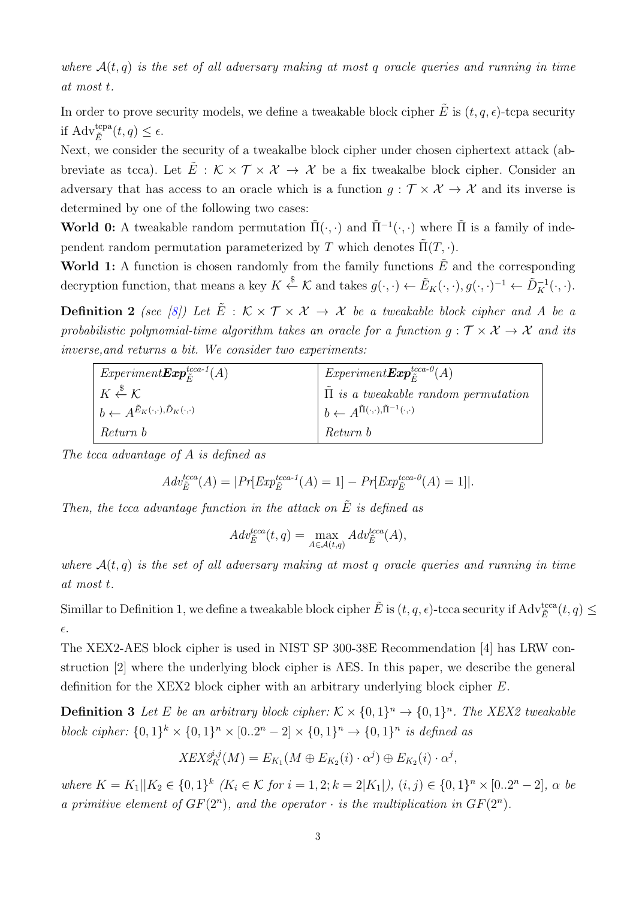*where $\mathcal{A}(t,q)$ is the set of all adversary making at most $q$ oracle queries and running in time at most $t$.*

In order to prove security models, we define a tweakable block cipher $\tilde{E}$ is $(t,q,\epsilon)$-tcpa security if $\mathrm{Adv}^{\mathrm{tcpa}}_{\tilde{E}}(t,q) \leq \epsilon$.

Next, we consider the security of a tweakalbe block cipher under chosen ciphertext attack (abbreviate as tcca). Let $\tilde{E} : \mathcal{K} \times \mathcal{T} \times \mathcal{X} \to \mathcal{X}$ be a fix tweakalbe block cipher. Consider an adversary that has access to an oracle which is a function $g : \mathcal{T} \times \mathcal{X} \to \mathcal{X}$ and its inverse is determined by one of the following two cases:

**World 0:** A tweakable random permutation $\tilde{\Pi}(\cdot,\cdot)$ and $\tilde{\Pi}^{-1}(\cdot,\cdot)$ where $\tilde{\Pi}$ is a family of independent random permutation parameterized by $T$ which denotes $\tilde{\Pi}(T,\cdot)$.

**World 1:** A function is chosen randomly from the family functions $\tilde{E}$ and the corresponding decryption function, that means a key $K \xleftarrow{\$} \mathcal{K}$ and takes $g(\cdot,\cdot) \leftarrow \tilde{E}_K(\cdot,\cdot), g(\cdot,\cdot)^{-1} \leftarrow \tilde{D}^{-1}_K(\cdot,\cdot)$.

**Definition 2** *(see [8]) Let $\tilde{E} : \mathcal{K} \times \mathcal{T} \times \mathcal{X} \to \mathcal{X}$ be a tweakable block cipher and $A$ be a probabilistic polynomial-time algorithm takes an oracle for a function $g : \mathcal{T} \times \mathcal{X} \to \mathcal{X}$ and its inverse,and returns a bit. We consider two experiments:*

| *Experiment*$\boldsymbol{Exp}^{tcca\text{-}1}_{\tilde{E}}(A)$ | *Experiment*$\boldsymbol{Exp}^{tcca\text{-}0}_{\tilde{E}}(A)$ |
|---|---|
| $K \xleftarrow{\$} \mathcal{K}$ | $\tilde{\Pi}$ *is a tweakable random permutation* |
| $b \leftarrow A^{\tilde{E}_K(\cdot,\cdot),\tilde{D}_K(\cdot,\cdot)}$ | $b \leftarrow A^{\tilde{\Pi}(\cdot,\cdot),\tilde{\Pi}^{-1}(\cdot,\cdot)}$ |
| *Return b* | *Return b* |

*The tcca advantage of $A$ is defined as*

$$Adv^{tcca}_{\tilde{E}}(A) = |Pr[Exp^{tcca\text{-}1}_{\tilde{E}}(A) = 1] - Pr[Exp^{tcca\text{-}0}_{\tilde{E}}(A) = 1]|.$$

*Then, the tcca advantage function in the attack on $\tilde{E}$ is defined as*

$$Adv^{tcca}_{\tilde{E}}(t,q) = \max_{A \in \mathcal{A}(t,q)} Adv^{tcca}_{\tilde{E}}(A),$$

*where $\mathcal{A}(t,q)$ is the set of all adversary making at most $q$ oracle queries and running in time at most $t$.*

Simillar to Definition 1, we define a tweakable block cipher $\tilde{E}$ is $(t,q,\epsilon)$-tcca security if $\mathrm{Adv}^{\mathrm{tcca}}_{\tilde{E}}(t,q) \leq \epsilon$.

The XEX2-AES block cipher is used in NIST SP 300-38E Recommendation [4] has LRW construction [2] where the underlying block cipher is AES. In this paper, we describe the general definition for the XEX2 block cipher with an arbitrary underlying block cipher $E$.

**Definition 3** *Let $E$ be an arbitrary block cipher: $\mathcal{K} \times \{0,1\}^n \to \{0,1\}^n$. The XEX2 tweakable block cipher: $\{0,1\}^k \times \{0,1\}^n \times [0..2^n-2] \times \{0,1\}^n \to \{0,1\}^n$ is defined as*

$$XEX2^{i,j}_K(M) = E_{K_1}(M \oplus E_{K_2}(i) \cdot \alpha^j) \oplus E_{K_2}(i) \cdot \alpha^j,$$

*where $K = K_1||K_2 \in \{0,1\}^k$ ($K_i \in \mathcal{K}$ for $i = 1,2; k = 2|K_1|$), $(i,j) \in \{0,1\}^n \times [0..2^n-2]$, $\alpha$ be a primitive element of $GF(2^n)$, and the operator $\cdot$ is the multiplication in $GF(2^n)$.*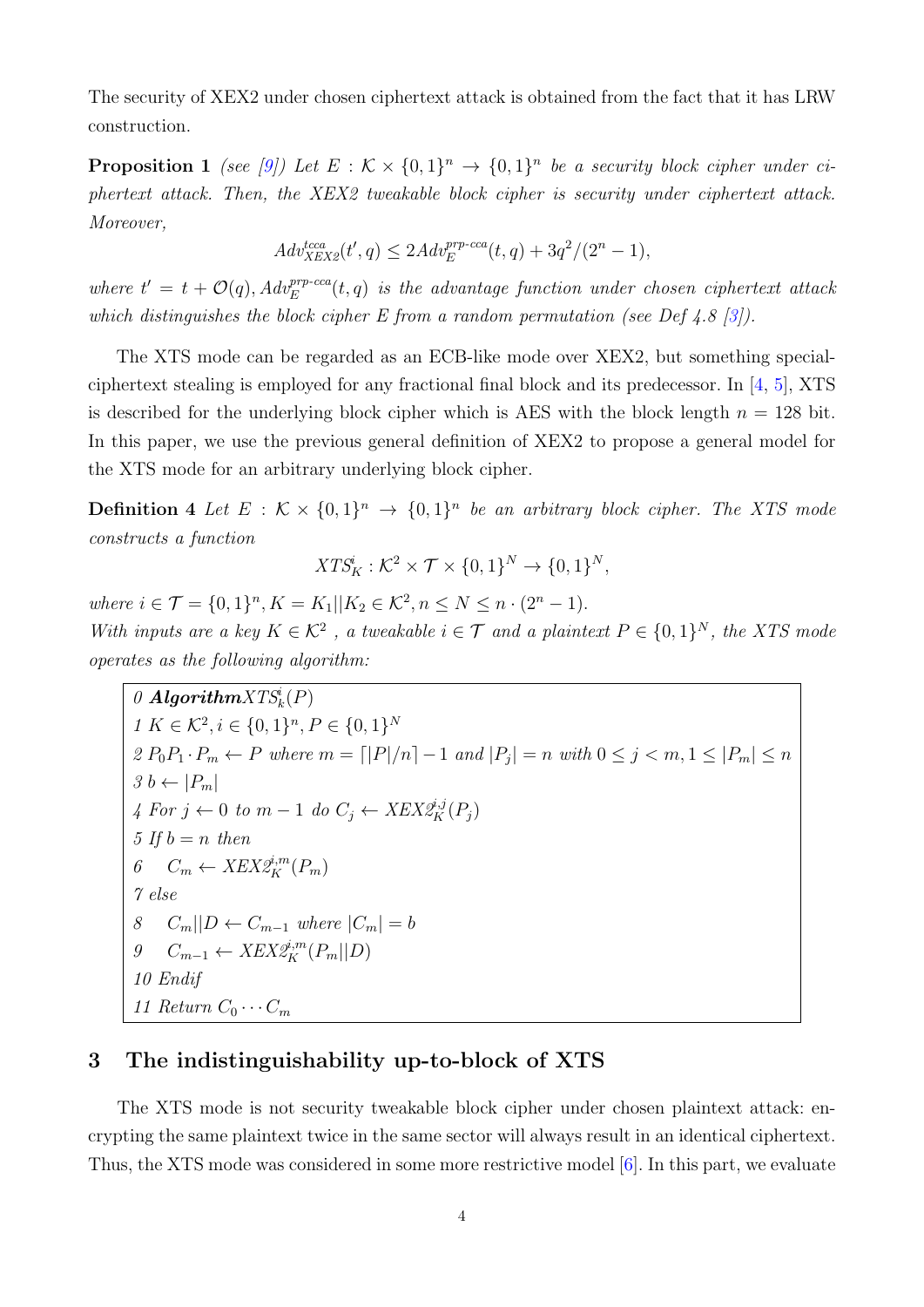The security of XEX2 under chosen ciphertext attack is obtained from the fact that it has LRW construction.

**Proposition 1** *(see [9]) Let $E : \mathcal{K} \times \{0,1\}^n \to \{0,1\}^n$ be a security block cipher under ciphertext attack. Then, the XEX2 tweakable block cipher is security under ciphertext attack. Moreover,*

$$Adv^{tcca}_{XEX2}(t', q) \leq 2Adv^{prp\text{-}cca}_{E}(t, q) + 3q^2/(2^n - 1),$$

*where $t' = t + \mathcal{O}(q), Adv^{prp\text{-}cca}_{E}(t, q)$ is the advantage function under chosen ciphertext attack which distinguishes the block cipher E from a random permutation (see Def 4.8 [3]).*

The XTS mode can be regarded as an ECB-like mode over XEX2, but something special-ciphertext stealing is employed for any fractional final block and its predecessor. In [4, 5], XTS is described for the underlying block cipher which is AES with the block length $n = 128$ bit. In this paper, we use the previous general definition of XEX2 to propose a general model for the XTS mode for an arbitrary underlying block cipher.

**Definition 4** *Let $E : \mathcal{K} \times \{0,1\}^n \to \{0,1\}^n$ be an arbitrary block cipher. The XTS mode constructs a function*

$$XTS^i_K : \mathcal{K}^2 \times \mathcal{T} \times \{0,1\}^N \to \{0,1\}^N,$$

*where $i \in \mathcal{T} = \{0,1\}^n, K = K_1 || K_2 \in \mathcal{K}^2, n \leq N \leq n \cdot (2^n - 1)$.*
*With inputs are a key $K \in \mathcal{K}^2$ , a tweakable $i \in \mathcal{T}$ and a plaintext $P \in \{0,1\}^N$, the XTS mode operates as the following algorithm:*

0 **Algorithm** $XTS^i_k(P)$
1 $K \in \mathcal{K}^2, i \in \{0,1\}^n, P \in \{0,1\}^N$
2 $P_0 P_1 \cdot P_m \leftarrow P$ where $m = \lceil |P|/n \rceil - 1$ and $|P_j| = n$ with $0 \leq j < m, 1 \leq |P_m| \leq n$
3 $b \leftarrow |P_m|$
4 For $j \leftarrow 0$ to $m-1$ do $C_j \leftarrow XEX2^{i,j}_K(P_j)$
5 If $b = n$ then
6 $\quad C_m \leftarrow XEX2^{i,m}_K(P_m)$
7 else
8 $\quad C_m || D \leftarrow C_{m-1}$ where $|C_m| = b$
9 $\quad C_{m-1} \leftarrow XEX2^{i,m}_K(P_m || D)$
10 Endif
11 Return $C_0 \cdots C_m$

## 3 The indistinguishability up-to-block of XTS

The XTS mode is not security tweakable block cipher under chosen plaintext attack: encrypting the same plaintext twice in the same sector will always result in an identical ciphertext. Thus, the XTS mode was considered in some more restrictive model [6]. In this part, we evaluate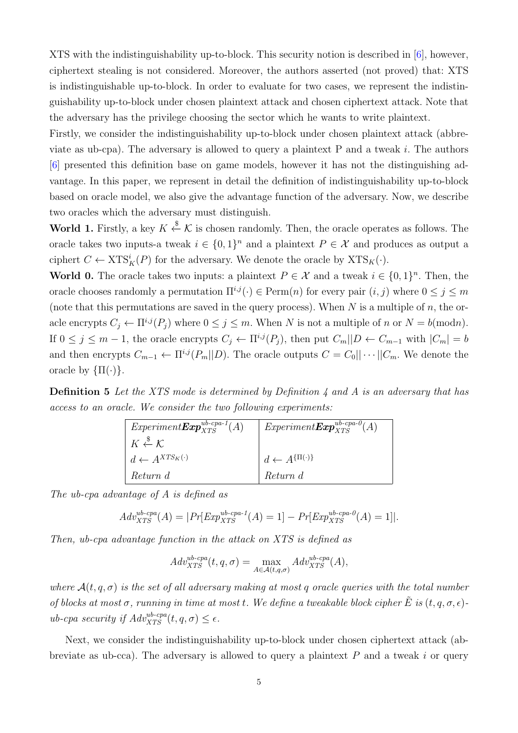XTS with the indistinguishability up-to-block. This security notion is described in [6], however, ciphertext stealing is not considered. Moreover, the authors asserted (not proved) that: XTS is indistinguishable up-to-block. In order to evaluate for two cases, we represent the indistinguishability up-to-block under chosen plaintext attack and chosen ciphertext attack. Note that the adversary has the privilege choosing the sector which he wants to write plaintext.

Firstly, we consider the indistinguishability up-to-block under chosen plaintext attack (abbreviate as ub-cpa). The adversary is allowed to query a plaintext P and a tweak $i$. The authors [6] presented this definition base on game models, however it has not the distinguishing advantage. In this paper, we represent in detail the definition of indistinguishability up-to-block based on oracle model, we also give the advantage function of the adversary. Now, we describe two oracles which the adversary must distinguish.

**World 1.** Firstly, a key $K \xleftarrow{\$} \mathcal{K}$ is chosen randomly. Then, the oracle operates as follows. The oracle takes two inputs-a tweak $i \in \{0,1\}^n$ and a plaintext $P \in \mathcal{X}$ and produces as output a ciphert $C \leftarrow \mathrm{XTS}^i_K(P)$ for the adversary. We denote the oracle by $\mathrm{XTS}_K(\cdot)$.

**World 0.** The oracle takes two inputs: a plaintext $P \in \mathcal{X}$ and a tweak $i \in \{0,1\}^n$. Then, the oracle chooses randomly a permutation $\Pi^{i,j}(\cdot) \in \mathrm{Perm}(n)$ for every pair $(i,j)$ where $0 \le j \le m$ (note that this permutations are saved in the query process). When $N$ is a multiple of $n$, the oracle encrypts $C_j \leftarrow \Pi^{i,j}(P_j)$ where $0 \le j \le m$. When $N$ is not a multiple of $n$ or $N = b(\mathrm{mod} n)$. If $0 \le j \le m-1$, the oracle encrypts $C_j \leftarrow \Pi^{i,j}(P_j)$, then put $C_m||D \leftarrow C_{m-1}$ with $|C_m| = b$ and then encrypts $C_{m-1} \leftarrow \Pi^{i,j}(P_m||D)$. The oracle outputs $C = C_0||\cdots||C_m$. We denote the oracle by $\{\Pi(\cdot)\}$.

**Definition 5** *Let the XTS mode is determined by Definition 4 and A is an adversary that has access to an oracle. We consider the two following experiments:*

| *Experiment* $\boldsymbol{Exp}^{ub\text{-}cpa\text{-}1}_{XTS}(A)$ | *Experiment* $\boldsymbol{Exp}^{ub\text{-}cpa\text{-}0}_{XTS}(A)$ |
|---|---|
| $K \xleftarrow{\$} \mathcal{K}$ | |
| $d \leftarrow A^{XTS_K(\cdot)}$ | $d \leftarrow A^{\{\Pi(\cdot)\}}$ |
| *Return d* | *Return d* |

*The ub-cpa advantage of A is defined as*

$$Adv^{ub\text{-}cpa}_{XTS}(A) = |Pr[Exp^{ub\text{-}cpa\text{-}1}_{XTS}(A) = 1] - Pr[Exp^{ub\text{-}cpa\text{-}0}_{XTS}(A) = 1]|.$$

*Then, ub-cpa advantage function in the attack on XTS is defined as*

$$Adv^{ub\text{-}cpa}_{XTS}(t,q,\sigma) = \max_{A \in \mathcal{A}(t,q,\sigma)} Adv^{ub\text{-}cpa}_{XTS}(A),$$

*where $\mathcal{A}(t,q,\sigma)$ is the set of all adversary making at most $q$ oracle queries with the total number of blocks at most $\sigma$, running in time at most $t$. We define a tweakable block cipher $\tilde{E}$ is $(t,q,\sigma,\epsilon)$-ub-cpa security if $Adv^{ub\text{-}cpa}_{XTS}(t,q,\sigma) \le \epsilon$.*

Next, we consider the indistinguishability up-to-block under chosen ciphertext attack (abbreviate as ub-cca). The adversary is allowed to query a plaintext $P$ and a tweak $i$ or query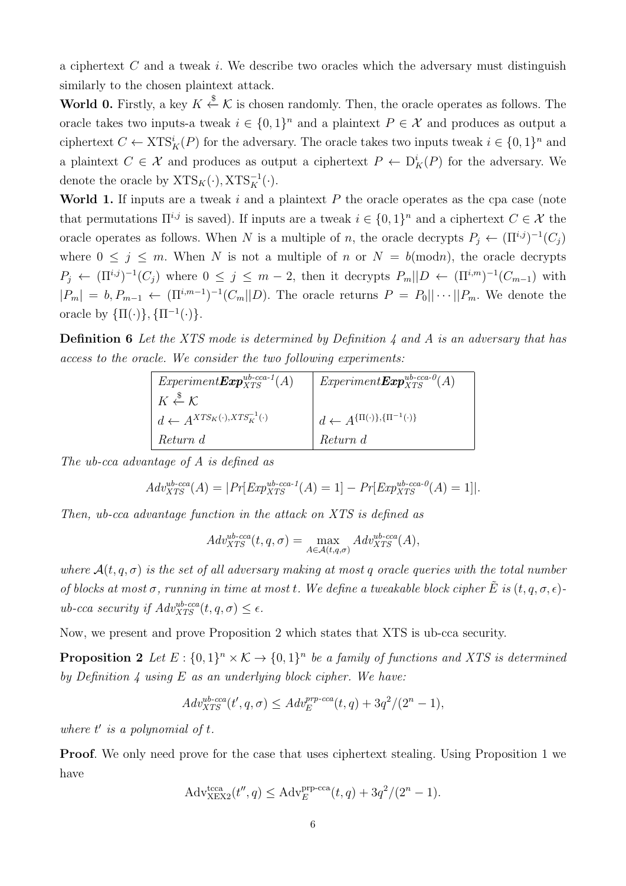a ciphertext $C$ and a tweak $i$. We describe two oracles which the adversary must distinguish similarly to the chosen plaintext attack.

**World 0.** Firstly, a key $K \xleftarrow{\$} \mathcal{K}$ is chosen randomly. Then, the oracle operates as follows. The oracle takes two inputs-a tweak $i \in \{0,1\}^n$ and a plaintext $P \in \mathcal{X}$ and produces as output a ciphertext $C \leftarrow \mathrm{XTS}_K^i(P)$ for the adversary. The oracle takes two inputs tweak $i \in \{0,1\}^n$ and a plaintext $C \in \mathcal{X}$ and produces as output a ciphertext $P \leftarrow \mathrm{D}_K^i(P)$ for the adversary. We denote the oracle by $\mathrm{XTS}_K(\cdot), \mathrm{XTS}_K^{-1}(\cdot)$.

**World 1.** If inputs are a tweak $i$ and a plaintext $P$ the oracle operates as the cpa case (note that permutations $\Pi^{i,j}$ is saved). If inputs are a tweak $i \in \{0,1\}^n$ and a ciphertext $C \in \mathcal{X}$ the oracle operates as follows. When $N$ is a multiple of $n$, the oracle decrypts $P_j \leftarrow (\Pi^{i,j})^{-1}(C_j)$ where $0 \leq j \leq m$. When $N$ is not a multiple of $n$ or $N = b(\mathrm{mod} n)$, the oracle decrypts $P_j \leftarrow (\Pi^{i,j})^{-1}(C_j)$ where $0 \leq j \leq m-2$, then it decrypts $P_m || D \leftarrow (\Pi^{i,m})^{-1}(C_{m-1})$ with $|P_m| = b, P_{m-1} \leftarrow (\Pi^{i,m-1})^{-1}(C_m || D)$. The oracle returns $P = P_0 || \cdots || P_m$. We denote the oracle by $\{\Pi(\cdot)\}, \{\Pi^{-1}(\cdot)\}$.

**Definition 6** *Let the XTS mode is determined by Definition 4 and A is an adversary that has access to the oracle. We consider the two following experiments:*

| *Experiment* $\boldsymbol{Exp}_{XTS}^{ub\text{-}cca\text{-}1}(A)$ | *Experiment* $\boldsymbol{Exp}_{XTS}^{ub\text{-}cca\text{-}0}(A)$ |
|---|---|
| $K \xleftarrow{\$} \mathcal{K}$ | |
| $d \leftarrow A^{XTS_K(\cdot), XTS_K^{-1}(\cdot)}$ | $d \leftarrow A^{\{\Pi(\cdot)\}, \{\Pi^{-1}(\cdot)\}}$ |
| *Return d* | *Return d* |

*The ub-cca advantage of A is defined as*

$$Adv_{XTS}^{ub\text{-}cca}(A) = |Pr[Exp_{XTS}^{ub\text{-}cca\text{-}1}(A) = 1] - Pr[Exp_{XTS}^{ub\text{-}cca\text{-}0}(A) = 1]|.$$

*Then, ub-cca advantage function in the attack on XTS is defined as*

$$Adv_{XTS}^{ub\text{-}cca}(t, q, \sigma) = \max_{A \in \mathcal{A}(t,q,\sigma)} Adv_{XTS}^{ub\text{-}cca}(A),$$

*where $\mathcal{A}(t, q, \sigma)$ is the set of all adversary making at most $q$ oracle queries with the total number of blocks at most $\sigma$, running in time at most $t$. We define a tweakable block cipher $\tilde{E}$ is $(t, q, \sigma, \epsilon)$-ub-cca security if $Adv_{XTS}^{ub\text{-}cca}(t, q, \sigma) \leq \epsilon$.*

Now, we present and prove Proposition 2 which states that XTS is ub-cca security.

**Proposition 2** *Let $E : \{0,1\}^n \times \mathcal{K} \to \{0,1\}^n$ be a family of functions and XTS is determined by Definition 4 using $E$ as an underlying block cipher. We have:*

$$Adv_{XTS}^{ub\text{-}cca}(t', q, \sigma) \leq Adv_E^{prp\text{-}cca}(t, q) + 3q^2/(2^n - 1),$$

*where $t'$ is a polynomial of $t$.*

**Proof**. We only need prove for the case that uses ciphertext stealing. Using Proposition 1 we have

$$\mathrm{Adv}_{\mathrm{XEX2}}^{\mathrm{tcca}}(t'', q) \leq \mathrm{Adv}_E^{\mathrm{prp\text{-}cca}}(t, q) + 3q^2/(2^n - 1).$$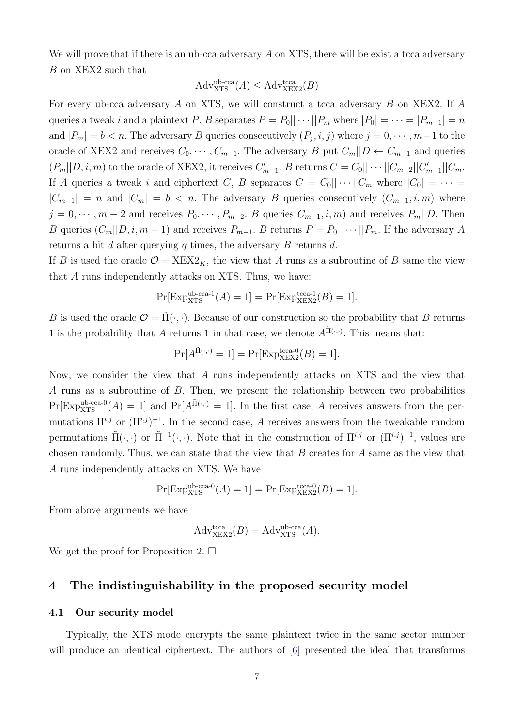We will prove that if there is an ub-cca adversary $A$ on XTS, there will be exist a tcca adversary $B$ on XEX2 such that

$$\mathrm{Adv}^{\text{ub-cca}}_{\mathrm{XTS}}(A) \leq \mathrm{Adv}^{\text{tcca}}_{\mathrm{XEX2}}(B)$$

For every ub-cca adversary $A$ on XTS, we will construct a tcca adversary $B$ on XEX2. If $A$ queries a tweak $i$ and a plaintext $P$, $B$ separates $P = P_0||\cdots||P_m$ where $|P_0| = \cdots = |P_{m-1}| = n$ and $|P_m| = b < n$. The adversary $B$ queries consecutively $(P_j, i, j)$ where $j = 0, \cdots, m-1$ to the oracle of XEX2 and receives $C_0, \cdots, C_{m-1}$. The adversary $B$ put $C_m||D \leftarrow C_{m-1}$ and queries $(P_m||D, i, m)$ to the oracle of XEX2, it receives $C'_{m-1}$. $B$ returns $C = C_0||\cdots||C_{m-2}||C'_{m-1}||C_m$. If $A$ queries a tweak $i$ and ciphertext $C$, $B$ separates $C = C_0||\cdots||C_m$ where $|C_0| = \cdots = |C_{m-1}| = n$ and $|C_m| = b < n$. The adversary $B$ queries consecutively $(C_{m-1}, i, m)$ where $j = 0, \cdots, m-2$ and receives $P_0, \cdots, P_{m-2}$. $B$ queries $C_{m-1}, i, m)$ and receives $P_m||D$. Then $B$ queries $(C_m||D, i, m-1)$ and receives $P_{m-1}$. $B$ returns $P = P_0||\cdots||P_m$. If the adversary $A$ returns a bit $d$ after querying $q$ times, the adversary $B$ returns $d$.

If $B$ is used the oracle $\mathcal{O} = \mathrm{XEX2}_K$, the view that $A$ runs as a subroutine of $B$ same the view that $A$ runs independently attacks on XTS. Thus, we have:

$$\Pr[\mathrm{Exp}^{\text{ub-cca-1}}_{\mathrm{XTS}}(A) = 1] = \Pr[\mathrm{Exp}^{\text{tcca-1}}_{\mathrm{XEX2}}(B) = 1].$$

$B$ is used the oracle $\mathcal{O} = \tilde{\Pi}(\cdot, \cdot)$. Because of our construction so the probability that $B$ returns 1 is the probability that $A$ returns 1 in that case, we denote $A^{\tilde{\Pi}(\cdot,\cdot)}$. This means that:

$$\Pr[A^{\tilde{\Pi}(\cdot,\cdot)} = 1] = \Pr[\mathrm{Exp}^{\text{tcca-0}}_{\mathrm{XEX2}}(B) = 1].$$

Now, we consider the view that $A$ runs independently attacks on XTS and the view that $A$ runs as a subroutine of $B$. Then, we present the relationship between two probabilities $\Pr[\mathrm{Exp}^{\text{ub-cca-0}}_{\mathrm{XTS}}(A) = 1]$ and $\Pr[A^{\tilde{\Pi}(\cdot,\cdot)} = 1]$. In the first case, $A$ receives answers from the permutations $\Pi^{i,j}$ or $(\Pi^{i,j})^{-1}$. In the second case, $A$ receives answers from the tweakable random permutations $\tilde{\Pi}(\cdot, \cdot)$ or $\tilde{\Pi}^{-1}(\cdot, \cdot)$. Note that in the construction of $\Pi^{i,j}$ or $(\Pi^{i,j})^{-1}$, values are chosen randomly. Thus, we can state that the view that $B$ creates for $A$ same as the view that $A$ runs independently attacks on XTS. We have

$$\Pr[\mathrm{Exp}^{\text{ub-cca-0}}_{\mathrm{XTS}}(A) = 1] = \Pr[\mathrm{Exp}^{\text{tcca-0}}_{\mathrm{XEX2}}(B) = 1].$$

From above arguments we have

$$\mathrm{Adv}^{\text{tcca}}_{\mathrm{XEX2}}(B) = \mathrm{Adv}^{\text{ub-cca}}_{\mathrm{XTS}}(A).$$

We get the proof for Proposition 2. $\square$

## 4 The indistinguishability in the proposed security model

### 4.1 Our security model

Typically, the XTS mode encrypts the same plaintext twice in the same sector number will produce an identical ciphertext. The authors of [6] presented the ideal that transforms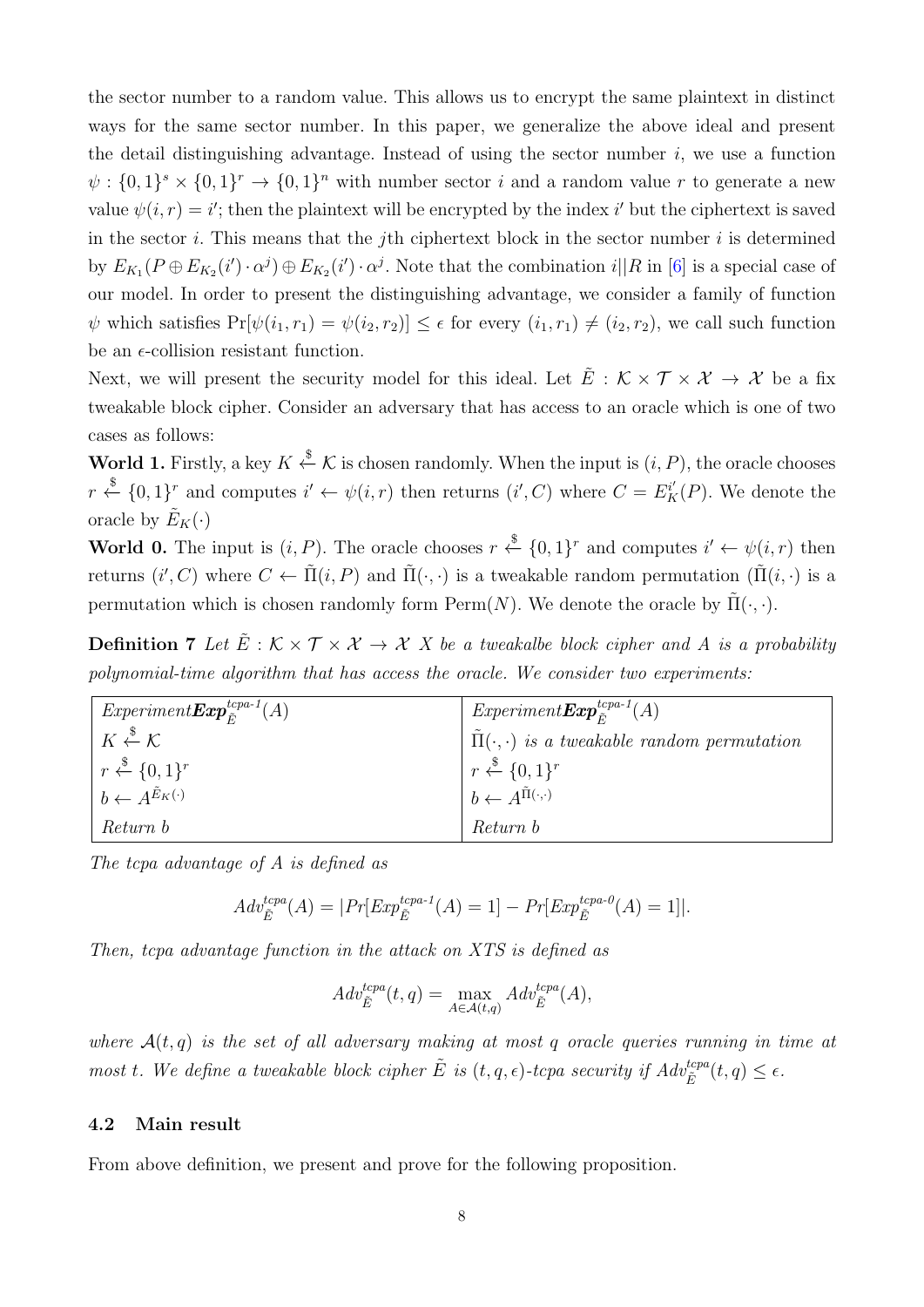the sector number to a random value. This allows us to encrypt the same plaintext in distinct ways for the same sector number. In this paper, we generalize the above ideal and present the detail distinguishing advantage. Instead of using the sector number $i$, we use a function $\psi : \{0,1\}^s \times \{0,1\}^r \to \{0,1\}^n$ with number sector $i$ and a random value $r$ to generate a new value $\psi(i,r) = i'$; then the plaintext will be encrypted by the index $i'$ but the ciphertext is saved in the sector $i$. This means that the $j$th ciphertext block in the sector number $i$ is determined by $E_{K_1}(P \oplus E_{K_2}(i') \cdot \alpha^j) \oplus E_{K_2}(i') \cdot \alpha^j$. Note that the combination $i||R$ in [6] is a special case of our model. In order to present the distinguishing advantage, we consider a family of function $\psi$ which satisfies $\Pr[\psi(i_1, r_1) = \psi(i_2, r_2)] \leq \epsilon$ for every $(i_1, r_1) \neq (i_2, r_2)$, we call such function be an $\epsilon$-collision resistant function.

Next, we will present the security model for this ideal. Let $\tilde{E} : \mathcal{K} \times \mathcal{T} \times \mathcal{X} \to \mathcal{X}$ be a fix tweakable block cipher. Consider an adversary that has access to an oracle which is one of two cases as follows:

**World 1.** Firstly, a key $K \xleftarrow{\$} \mathcal{K}$ is chosen randomly. When the input is $(i, P)$, the oracle chooses $r \xleftarrow{\$} \{0,1\}^r$ and computes $i' \leftarrow \psi(i,r)$ then returns $(i', C)$ where $C = E_K^{i'}(P)$. We denote the oracle by $\tilde{E}_K(\cdot)$

**World 0.** The input is $(i, P)$. The oracle chooses $r \xleftarrow{\$} \{0,1\}^r$ and computes $i' \leftarrow \psi(i,r)$ then returns $(i', C)$ where $C \leftarrow \tilde{\Pi}(i, P)$ and $\tilde{\Pi}(\cdot,\cdot)$ is a tweakable random permutation ($\tilde{\Pi}(i,\cdot)$ is a permutation which is chosen randomly form Perm$(N)$. We denote the oracle by $\tilde{\Pi}(\cdot,\cdot)$.

**Definition 7** *Let $\tilde{E} : \mathcal{K} \times \mathcal{T} \times \mathcal{X} \to \mathcal{X}$ X be a tweakalbe block cipher and A is a probability polynomial-time algorithm that has access the oracle. We consider two experiments:*

| *Experiment* $\boldsymbol{Exp}_{\tilde{E}}^{tcpa\text{-}1}(A)$ | *Experiment* $\boldsymbol{Exp}_{\tilde{E}}^{tcpa\text{-}1}(A)$ |
|---|---|
| $K \xleftarrow{\$} \mathcal{K}$ | $\tilde{\Pi}(\cdot,\cdot)$ *is a tweakable random permutation* |
| $r \xleftarrow{\$} \{0,1\}^r$ | $r \xleftarrow{\$} \{0,1\}^r$ |
| $b \leftarrow A^{\tilde{E}_K(\cdot)}$ | $b \leftarrow A^{\tilde{\Pi}(\cdot,\cdot)}$ |
| *Return b* | *Return b* |

*The tcpa advantage of A is defined as*

$$Adv_{\tilde{E}}^{tcpa}(A) = |Pr[Exp_{\tilde{E}}^{tcpa\text{-}1}(A) = 1] - Pr[Exp_{\tilde{E}}^{tcpa\text{-}0}(A) = 1]|.$$

*Then, tcpa advantage function in the attack on XTS is defined as*

$$Adv_{\tilde{E}}^{tcpa}(t, q) = \max_{A \in \mathcal{A}(t,q)} Adv_{\tilde{E}}^{tcpa}(A),$$

*where $\mathcal{A}(t, q)$ is the set of all adversary making at most q oracle queries running in time at most t. We define a tweakable block cipher $\tilde{E}$ is $(t, q, \epsilon)$-tcpa security if $Adv_{\tilde{E}}^{tcpa}(t, q) \leq \epsilon$.*

### 4.2 Main result

From above definition, we present and prove for the following proposition.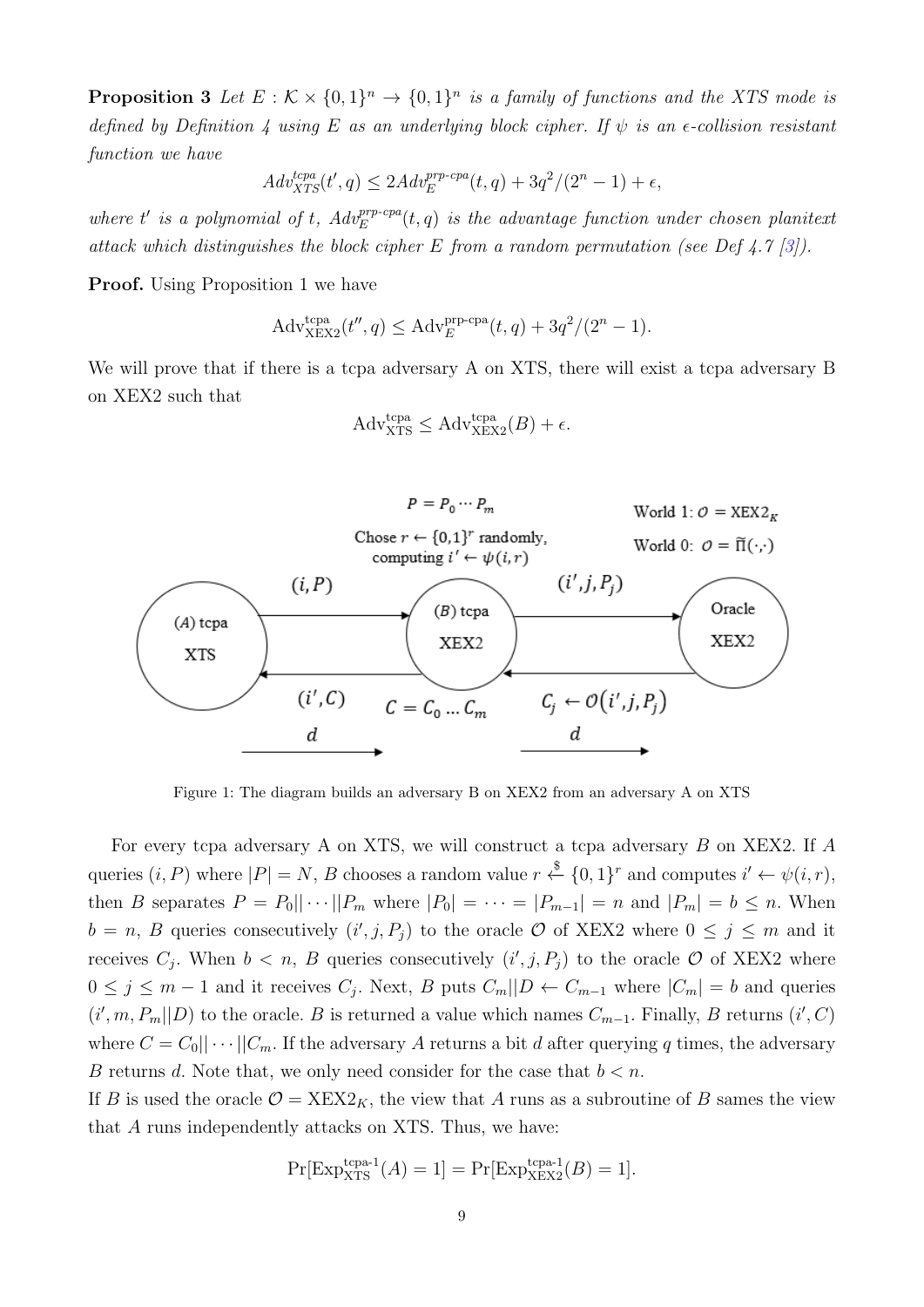**Proposition 3** *Let $E : \mathcal{K} \times \{0,1\}^n \to \{0,1\}^n$ is a family of functions and the XTS mode is defined by Definition 4 using $E$ as an underlying block cipher. If $\psi$ is an $\epsilon$-collision resistant function we have*

$$Adv^{tcpa}_{XTS}(t', q) \leq 2Adv^{prp\text{-}cpa}_{E}(t, q) + 3q^2/(2^n - 1) + \epsilon,$$

*where $t'$ is a polynomial of $t$, $Adv^{prp\text{-}cpa}_{E}(t, q)$ is the advantage function under chosen planitext attack which distinguishes the block cipher $E$ from a random permutation (see Def 4.7 [3]).*

**Proof.** Using Proposition 1 we have

$$\mathrm{Adv}^{\mathrm{tcpa}}_{\mathrm{XEX2}}(t'', q) \leq \mathrm{Adv}^{\mathrm{prp\text{-}cpa}}_{E}(t, q) + 3q^2/(2^n - 1).$$

We will prove that if there is a tcpa adversary A on XTS, there will exist a tcpa adversary B on XEX2 such that

$$\mathrm{Adv}^{\mathrm{tcpa}}_{\mathrm{XTS}} \leq \mathrm{Adv}^{\mathrm{tcpa}}_{\mathrm{XEX2}}(B) + \epsilon.$$

Figure 1: The diagram builds an adversary B on XEX2 from an adversary A on XTS

For every tcpa adversary A on XTS, we will construct a tcpa adversary $B$ on XEX2. If $A$ queries $(i, P)$ where $|P| = N$, $B$ chooses a random value $r \xleftarrow{\$} \{0,1\}^r$ and computes $i' \leftarrow \psi(i, r)$, then $B$ separates $P = P_0|| \cdots ||P_m$ where $|P_0| = \cdots = |P_{m-1}| = n$ and $|P_m| = b \leq n$. When $b = n$, $B$ queries consecutively $(i', j, P_j)$ to the oracle $\mathcal{O}$ of XEX2 where $0 \leq j \leq m$ and it receives $C_j$. When $b < n$, $B$ queries consecutively $(i', j, P_j)$ to the oracle $\mathcal{O}$ of XEX2 where $0 \leq j \leq m-1$ and it receives $C_j$. Next, $B$ puts $C_m||D \leftarrow C_{m-1}$ where $|C_m| = b$ and queries $(i', m, P_m||D)$ to the oracle. $B$ is returned a value which names $C_{m-1}$. Finally, $B$ returns $(i', C)$ where $C = C_0|| \cdots ||C_m$. If the adversary $A$ returns a bit $d$ after querying $q$ times, the adversary $B$ returns $d$. Note that, we only need consider for the case that $b < n$.

If $B$ is used the oracle $\mathcal{O} = \mathrm{XEX2}_K$, the view that $A$ runs as a subroutine of $B$ sames the view that $A$ runs independently attacks on XTS. Thus, we have:

$$\Pr[\mathrm{Exp}^{\mathrm{tcpa\text{-}1}}_{\mathrm{XTS}}(A) = 1] = \Pr[\mathrm{Exp}^{\mathrm{tcpa\text{-}1}}_{\mathrm{XEX2}}(B) = 1].$$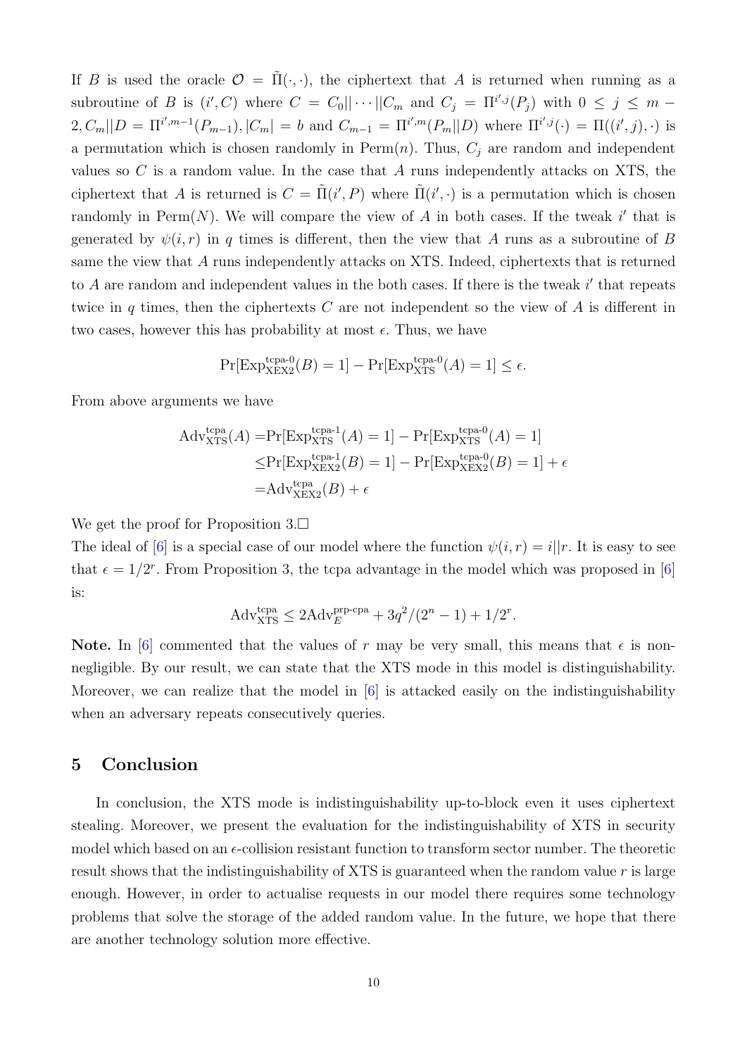If $B$ is used the oracle $\mathcal{O} = \tilde{\Pi}(\cdot,\cdot)$, the ciphertext that $A$ is returned when running as a subroutine of $B$ is $(i', C)$ where $C = C_0||\cdots||C_m$ and $C_j = \Pi^{i',j}(P_j)$ with $0 \leq j \leq m-2, C_m||D = \Pi^{i',m-1}(P_{m-1}), |C_m| = b$ and $C_{m-1} = \Pi^{i',m}(P_m||D)$ where $\Pi^{i',j}(\cdot) = \Pi((i',j),\cdot)$ is a permutation which is chosen randomly in $\text{Perm}(n)$. Thus, $C_j$ are random and independent values so $C$ is a random value. In the case that $A$ runs independently attacks on XTS, the ciphertext that $A$ is returned is $C = \tilde{\Pi}(i', P)$ where $\tilde{\Pi}(i',\cdot)$ is a permutation which is chosen randomly in $\text{Perm}(N)$. We will compare the view of $A$ in both cases. If the tweak $i'$ that is generated by $\psi(i,r)$ in $q$ times is different, then the view that $A$ runs as a subroutine of $B$ same the view that $A$ runs independently attacks on XTS. Indeed, ciphertexts that is returned to $A$ are random and independent values in the both cases. If there is the tweak $i'$ that repeats twice in $q$ times, then the ciphertexts $C$ are not independent so the view of $A$ is different in two cases, however this has probability at most $\epsilon$. Thus, we have

$$\Pr[\text{Exp}^{\text{tcpa-0}}_{\text{XEX2}}(B) = 1] - \Pr[\text{Exp}^{\text{tcpa-0}}_{\text{XTS}}(A) = 1] \leq \epsilon.$$

From above arguments we have

$$\begin{aligned}
\text{Adv}^{\text{tcpa}}_{\text{XTS}}(A) =& \Pr[\text{Exp}^{\text{tcpa-1}}_{\text{XTS}}(A) = 1] - \Pr[\text{Exp}^{\text{tcpa-0}}_{\text{XTS}}(A) = 1] \\
\leq& \Pr[\text{Exp}^{\text{tcpa-1}}_{\text{XEX2}}(B) = 1] - \Pr[\text{Exp}^{\text{tcpa-0}}_{\text{XEX2}}(B) = 1] + \epsilon \\
=& \text{Adv}^{\text{tcpa}}_{\text{XEX2}}(B) + \epsilon
\end{aligned}$$

We get the proof for Proposition 3.□

The ideal of [6] is a special case of our model where the function $\psi(i,r) = i||r$. It is easy to see that $\epsilon = 1/2^r$. From Proposition 3, the tcpa advantage in the model which was proposed in [6] is:

$$\text{Adv}^{\text{tcpa}}_{\text{XTS}} \leq 2\text{Adv}^{\text{prp-cpa}}_{E} + 3q^2/(2^n - 1) + 1/2^r.$$

**Note.** In [6] commented that the values of $r$ may be very small, this means that $\epsilon$ is non-negligible. By our result, we can state that the XTS mode in this model is distinguishability. Moreover, we can realize that the model in [6] is attacked easily on the indistinguishability when an adversary repeats consecutively queries.

## 5 Conclusion

In conclusion, the XTS mode is indistinguishability up-to-block even it uses ciphertext stealing. Moreover, we present the evaluation for the indistinguishability of XTS in security model which based on an $\epsilon$-collision resistant function to transform sector number. The theoretic result shows that the indistinguishability of XTS is guaranteed when the random value $r$ is large enough. However, in order to actualise requests in our model there requires some technology problems that solve the storage of the added random value. In the future, we hope that there are another technology solution more effective.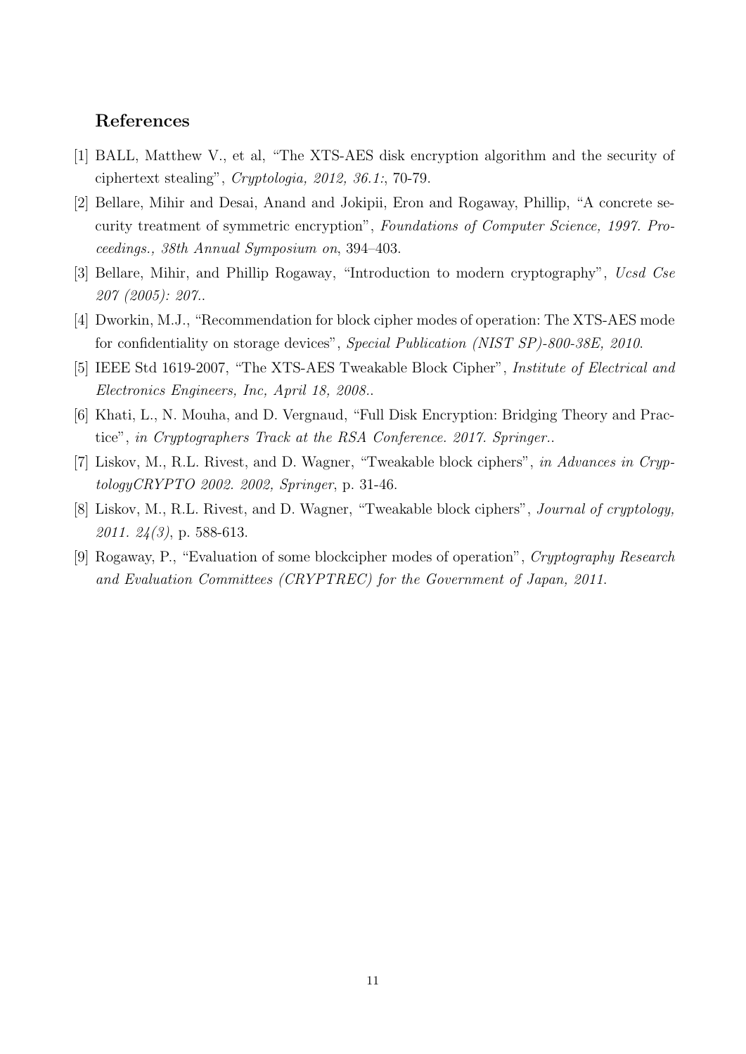## References

[1] BALL, Matthew V., et al, "The XTS-AES disk encryption algorithm and the security of ciphertext stealing", *Cryptologia, 2012, 36.1:*, 70-79.

[2] Bellare, Mihir and Desai, Anand and Jokipii, Eron and Rogaway, Phillip, "A concrete security treatment of symmetric encryption", *Foundations of Computer Science, 1997. Proceedings., 38th Annual Symposium on*, 394–403.

[3] Bellare, Mihir, and Phillip Rogaway, "Introduction to modern cryptography", *Ucsd Cse 207 (2005): 207.*.

[4] Dworkin, M.J., "Recommendation for block cipher modes of operation: The XTS-AES mode for confidentiality on storage devices", *Special Publication (NIST SP)-800-38E, 2010*.

[5] IEEE Std 1619-2007, "The XTS-AES Tweakable Block Cipher", *Institute of Electrical and Electronics Engineers, Inc, April 18, 2008.*.

[6] Khati, L., N. Mouha, and D. Vergnaud, "Full Disk Encryption: Bridging Theory and Practice", *in Cryptographers Track at the RSA Conference. 2017. Springer.*.

[7] Liskov, M., R.L. Rivest, and D. Wagner, "Tweakable block ciphers", *in Advances in CryptologyCRYPTO 2002. 2002, Springer*, p. 31-46.

[8] Liskov, M., R.L. Rivest, and D. Wagner, "Tweakable block ciphers", *Journal of cryptology, 2011. 24(3)*, p. 588-613.

[9] Rogaway, P., "Evaluation of some blockcipher modes of operation", *Cryptography Research and Evaluation Committees (CRYPTREC) for the Government of Japan, 2011.*